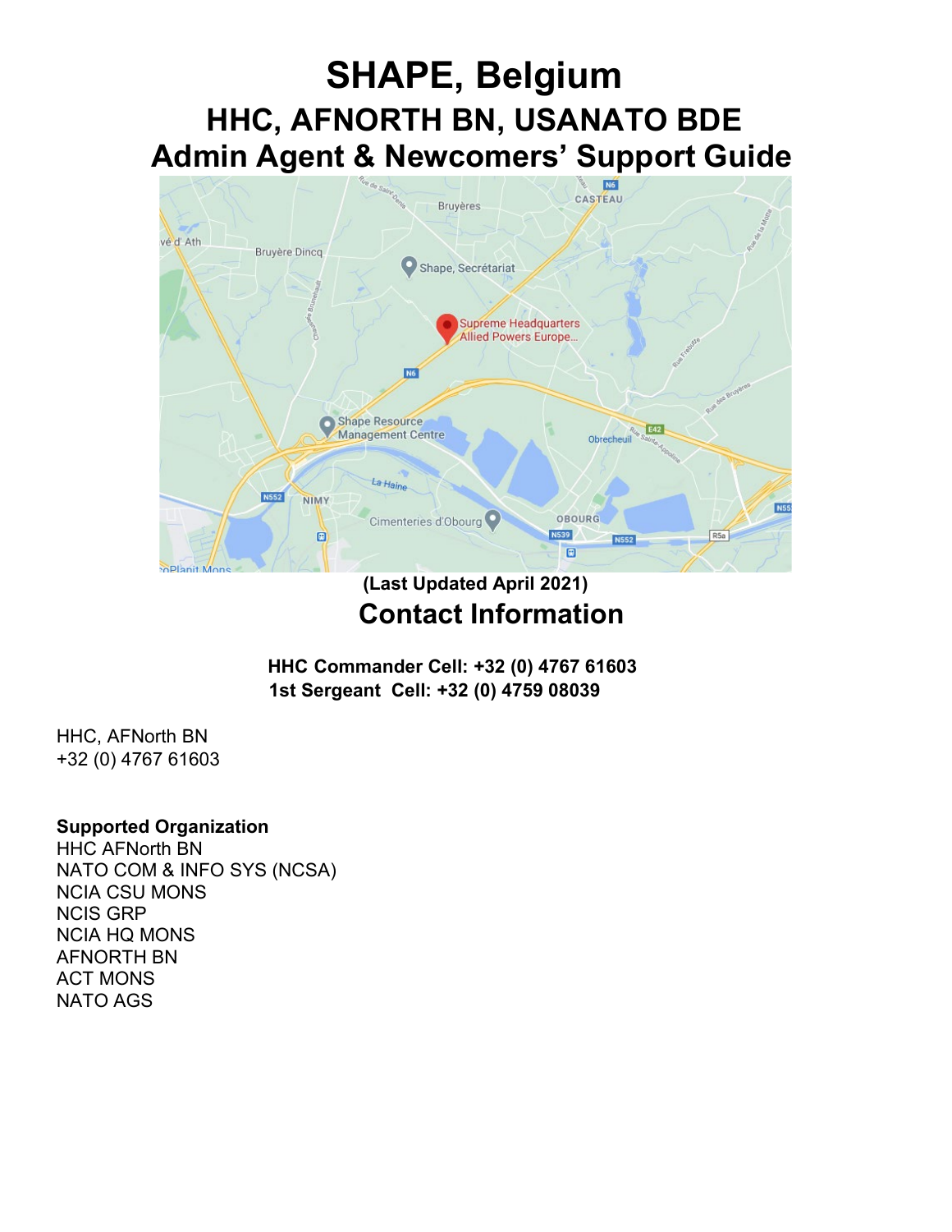# SHAPE, Belgium

## HHC, AFNORTH BN, USANATO BDE

## Admin Agent & Newcomers' Support Guide

**(Last Updated April 2021)**

## Contact Information

**HHC Commander Cell: +32 (0) 4767 61603**
**1st Sergeant Cell: +32 (0) 4759 08039**

HHC, AFNorth BN
+32 (0) 4767 61603

**Supported Organization**
HHC AFNorth BN
NATO COM & INFO SYS (NCSA)
NCIA CSU MONS
NCIS GRP
NCIA HQ MONS
AFNORTH BN
ACT MONS
NATO AGS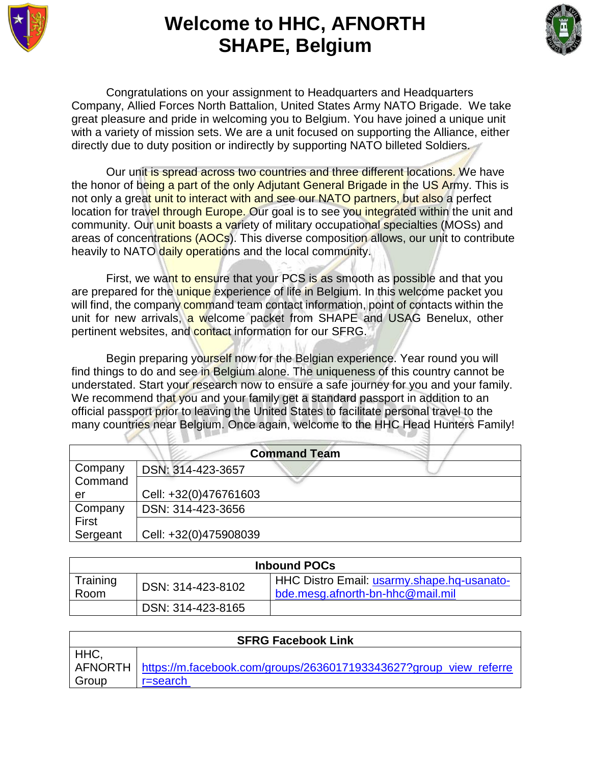# Welcome to HHC, AFNORTH SHAPE, Belgium

Congratulations on your assignment to Headquarters and Headquarters Company, Allied Forces North Battalion, United States Army NATO Brigade. We take great pleasure and pride in welcoming you to Belgium. You have joined a unique unit with a variety of mission sets. We are a unit focused on supporting the Alliance, either directly due to duty position or indirectly by supporting NATO billeted Soldiers.

Our unit is spread across two countries and three different locations. We have the honor of being a part of the only Adjutant General Brigade in the US Army. This is not only a great unit to interact with and see our NATO partners, but also a perfect location for travel through Europe. Our goal is to see you integrated within the unit and community. Our unit boasts a variety of military occupational specialties (MOSs) and areas of concentrations (AOCs). This diverse composition allows, our unit to contribute heavily to NATO daily operations and the local community.

First, we want to ensure that your PCS is as smooth as possible and that you are prepared for the unique experience of life in Belgium. In this welcome packet you will find, the company command team contact information, point of contacts within the unit for new arrivals, a welcome packet from SHAPE and USAG Benelux, other pertinent websites, and contact information for our SFRG.

Begin preparing yourself now for the Belgian experience. Year round you will find things to do and see in Belgium alone. The uniqueness of this country cannot be understated. Start your research now to ensure a safe journey for you and your family. We recommend that you and your family get a standard passport in addition to an official passport prior to leaving the United States to facilitate personal travel to the many countries near Belgium. Once again, welcome to the HHC Head Hunters Family!

| Command Team | |
|---|---|
| Company Commander | DSN: 314-423-3657 |
| | Cell: +32(0)476761603 |
| Company First Sergeant | DSN: 314-423-3656 |
| | Cell: +32(0)475908039 |

| Inbound POCs | | |
|---|---|---|
| Training Room | DSN: 314-423-8102 | HHC Distro Email: usarmy.shape.hq-usanato-bde.mesg.afnorth-bn-hhc@mail.mil |
| | DSN: 314-423-8165 | |

| SFRG Facebook Link | |
|---|---|
| HHC, AFNORTH Group | https://m.facebook.com/groups/2636017193343627?group_view_referrer=search |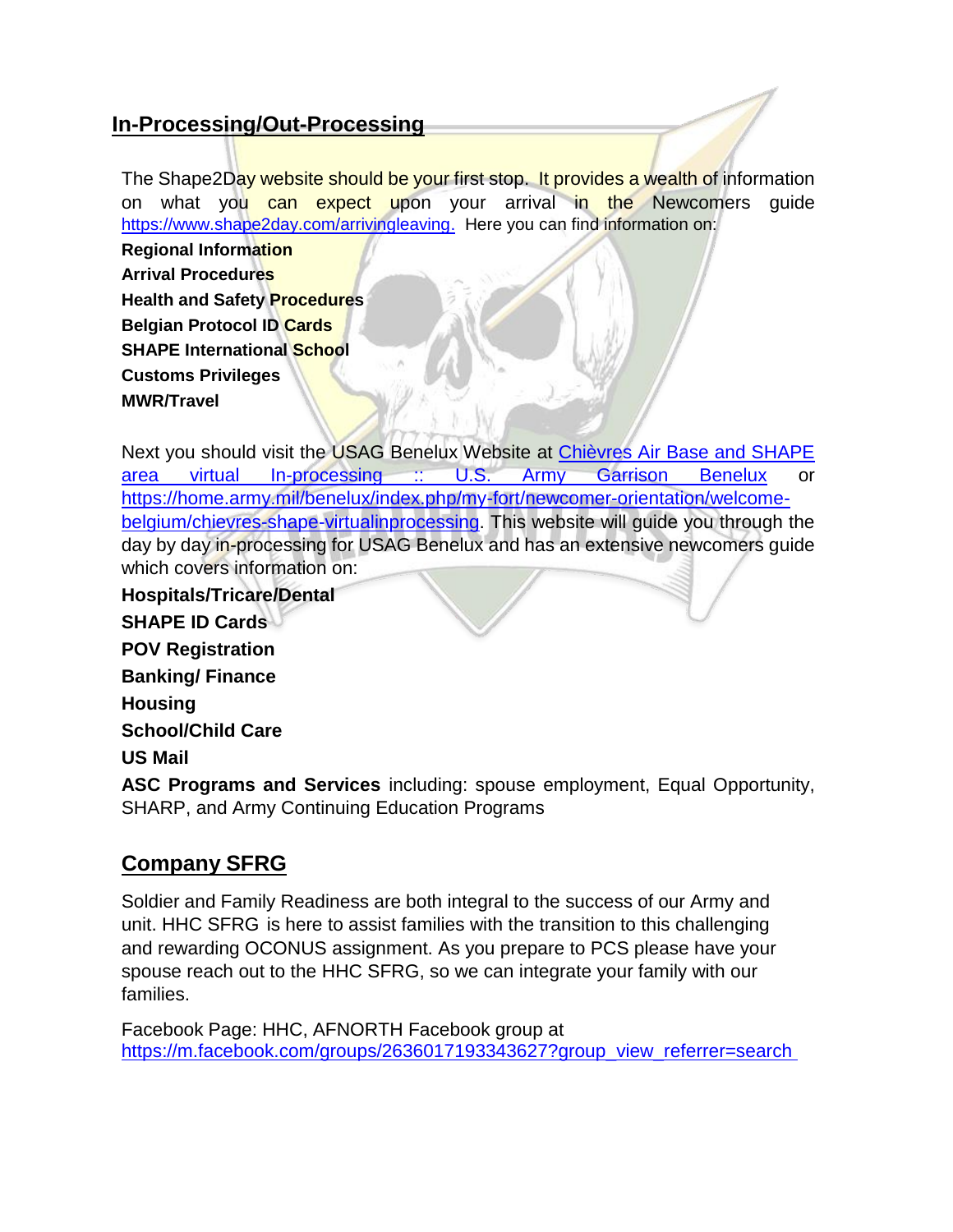## In-Processing/Out-Processing

The Shape2Day website should be your first stop. It provides a wealth of information on what you can expect upon your arrival in the Newcomers guide https://www.shape2day.com/arrivingleaving. Here you can find information on:

**Regional Information**
**Arrival Procedures**
**Health and Safety Procedures**
**Belgian Protocol ID Cards**
**SHAPE International School**
**Customs Privileges**
**MWR/Travel**

Next you should visit the USAG Benelux Website at Chièvres Air Base and SHAPE area virtual In-processing :: U.S. Army Garrison Benelux or https://home.army.mil/benelux/index.php/my-fort/newcomer-orientation/welcome-belgium/chievres-shape-virtualinprocessing. This website will guide you through the day by day in-processing for USAG Benelux and has an extensive newcomers guide which covers information on:

**Hospitals/Tricare/Dental**
**SHAPE ID Cards**
**POV Registration**
**Banking/ Finance**
**Housing**
**School/Child Care**
**US Mail**
**ASC Programs and Services** including: spouse employment, Equal Opportunity, SHARP, and Army Continuing Education Programs

## Company SFRG

Soldier and Family Readiness are both integral to the success of our Army and unit. HHC SFRG is here to assist families with the transition to this challenging and rewarding OCONUS assignment. As you prepare to PCS please have your spouse reach out to the HHC SFRG, so we can integrate your family with our families.

Facebook Page: HHC, AFNORTH Facebook group at https://m.facebook.com/groups/2636017193343627?group_view_referrer=search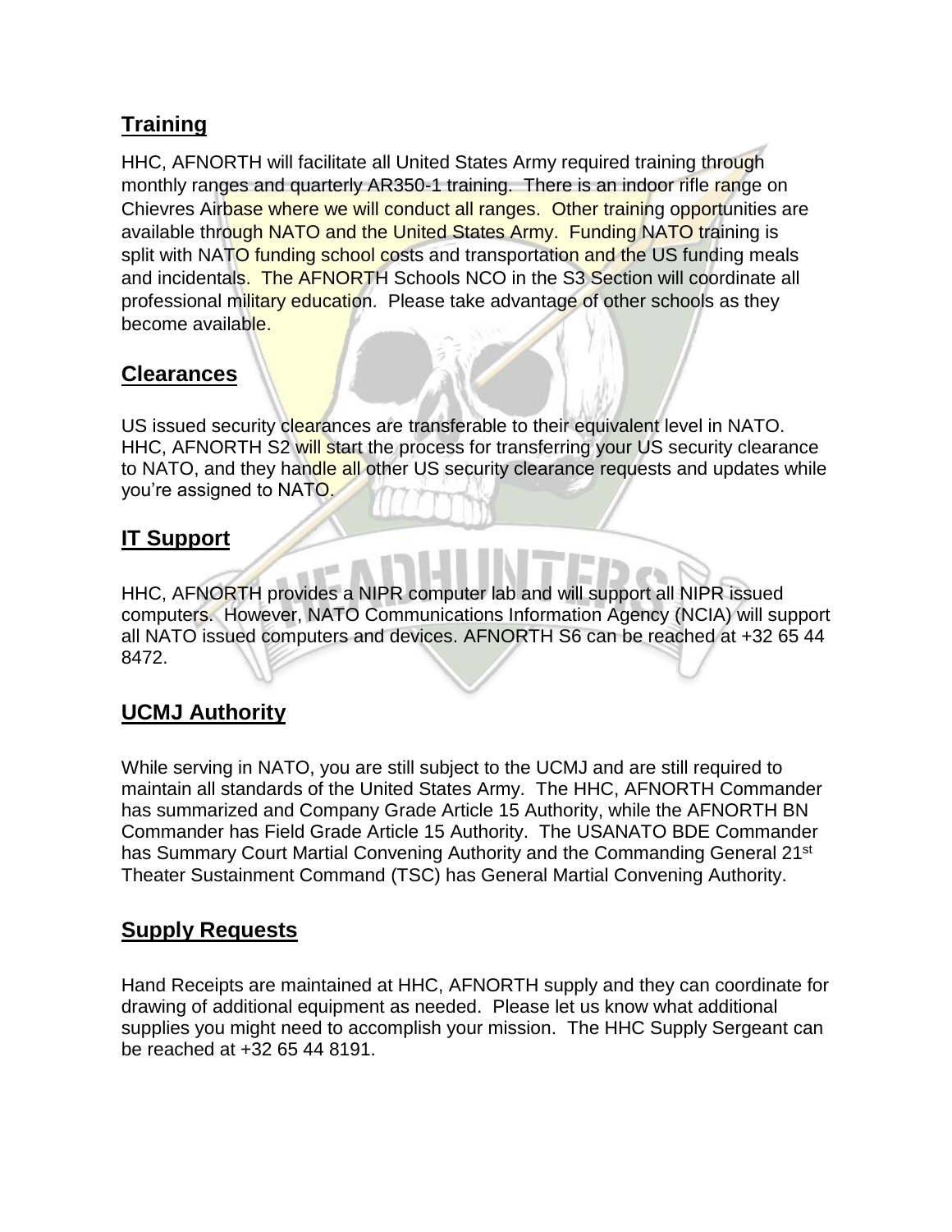## Training

HHC, AFNORTH will facilitate all United States Army required training through monthly ranges and quarterly AR350-1 training. There is an indoor rifle range on Chievres Airbase where we will conduct all ranges. Other training opportunities are available through NATO and the United States Army. Funding NATO training is split with NATO funding school costs and transportation and the US funding meals and incidentals. The AFNORTH Schools NCO in the S3 Section will coordinate all professional military education. Please take advantage of other schools as they become available.

## Clearances

US issued security clearances are transferable to their equivalent level in NATO. HHC, AFNORTH S2 will start the process for transferring your US security clearance to NATO, and they handle all other US security clearance requests and updates while you're assigned to NATO.

## IT Support

HHC, AFNORTH provides a NIPR computer lab and will support all NIPR issued computers. However, NATO Communications Information Agency (NCIA) will support all NATO issued computers and devices. AFNORTH S6 can be reached at +32 65 44 8472.

## UCMJ Authority

While serving in NATO, you are still subject to the UCMJ and are still required to maintain all standards of the United States Army. The HHC, AFNORTH Commander has summarized and Company Grade Article 15 Authority, while the AFNORTH BN Commander has Field Grade Article 15 Authority. The USANATO BDE Commander has Summary Court Martial Convening Authority and the Commanding General 21st Theater Sustainment Command (TSC) has General Martial Convening Authority.

## Supply Requests

Hand Receipts are maintained at HHC, AFNORTH supply and they can coordinate for drawing of additional equipment as needed. Please let us know what additional supplies you might need to accomplish your mission. The HHC Supply Sergeant can be reached at +32 65 44 8191.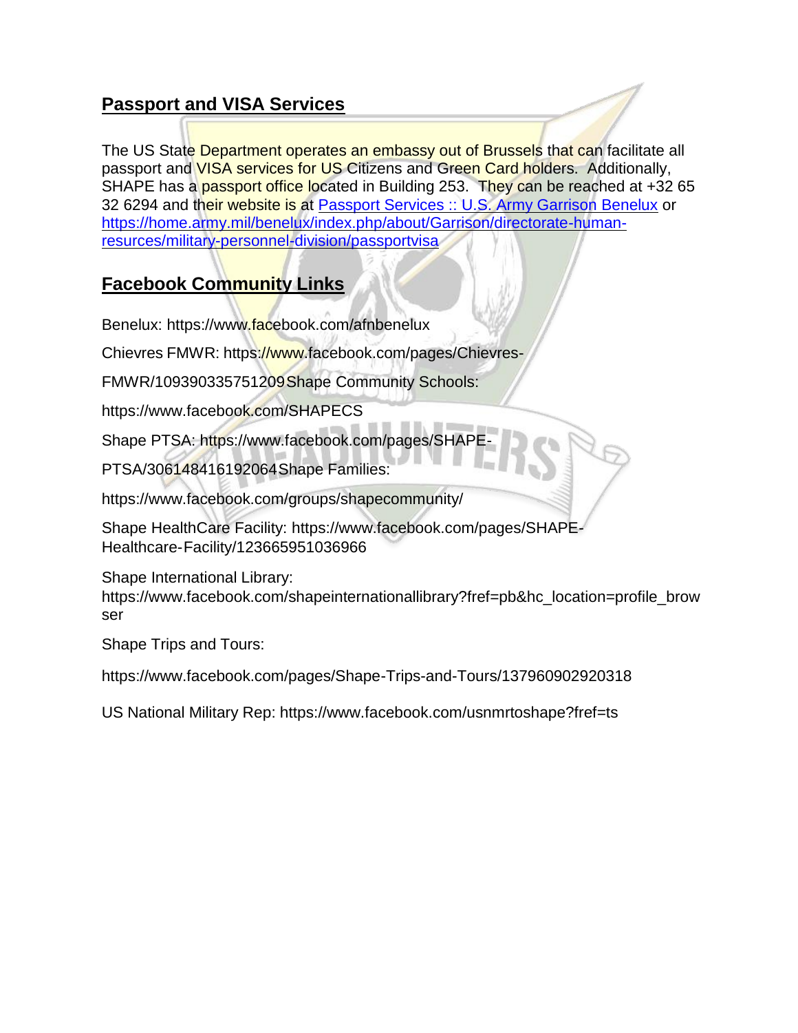## Passport and VISA Services

The US State Department operates an embassy out of Brussels that can facilitate all passport and VISA services for US Citizens and Green Card holders. Additionally, SHAPE has a passport office located in Building 253. They can be reached at +32 65 32 6294 and their website is at [Passport Services :: U.S. Army Garrison Benelux](https://home.army.mil/benelux/index.php/about/Garrison/directorate-human-resurces/military-personnel-division/passportvisa) or https://home.army.mil/benelux/index.php/about/Garrison/directorate-human-resurces/military-personnel-division/passportvisa

## Facebook Community Links

Benelux: https://www.facebook.com/afnbenelux

Chievres FMWR: https://www.facebook.com/pages/Chievres-FMWR/109390335751209

Shape Community Schools: https://www.facebook.com/SHAPECS

Shape PTSA: https://www.facebook.com/pages/SHAPE-PTSA/306148416192064

Shape Families: https://www.facebook.com/groups/shapecommunity/

Shape HealthCare Facility: https://www.facebook.com/pages/SHAPE-Healthcare-Facility/123665951036966

Shape International Library: https://www.facebook.com/shapeinternationallibrary?fref=pb&hc_location=profile_browser

Shape Trips and Tours: https://www.facebook.com/pages/Shape-Trips-and-Tours/137960902920318

US National Military Rep: https://www.facebook.com/usnmrtoshape?fref=ts